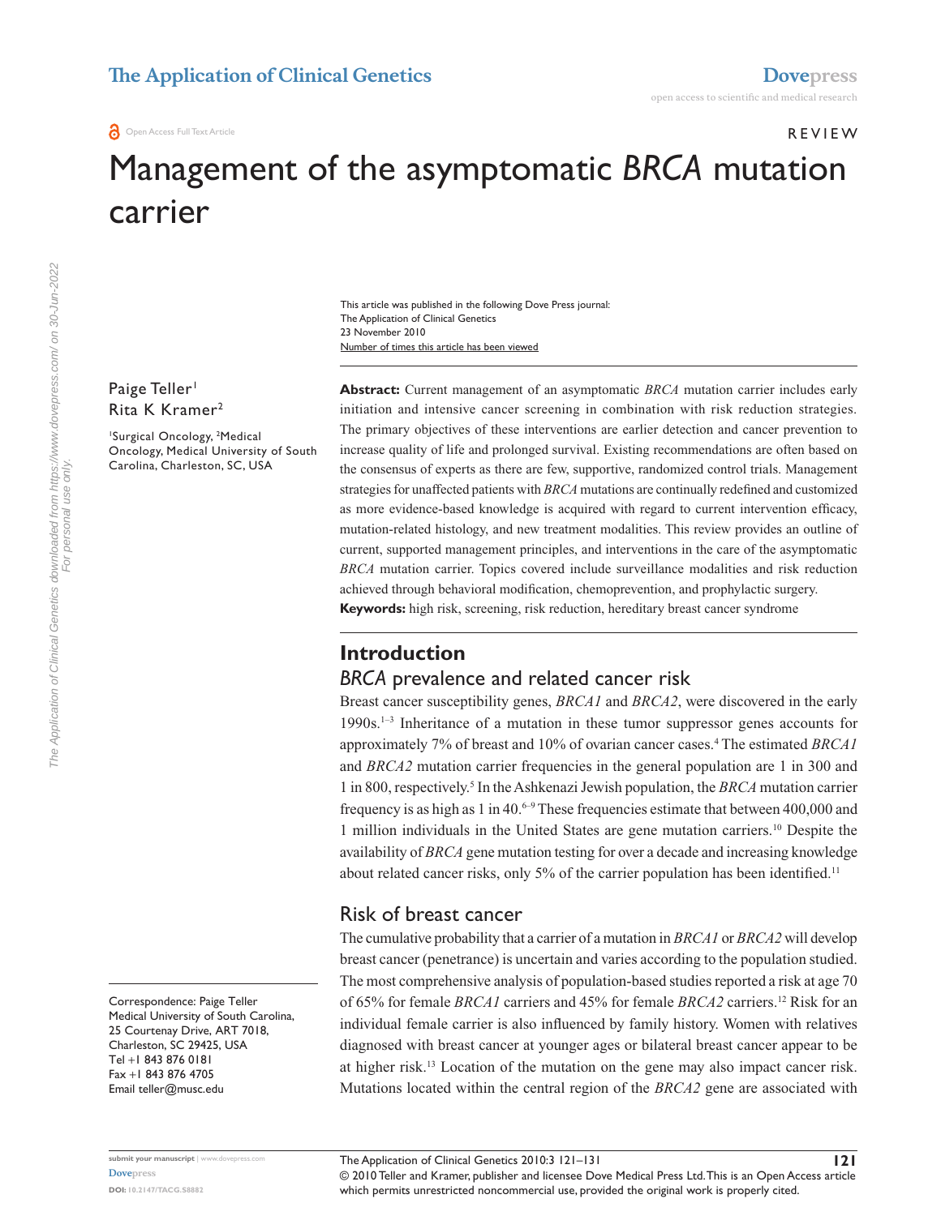Open Access Full Text Article

REVIEW

# Management of the asymptomatic *BRCA* mutation carrier

This article was published in the following Dove Press journal:
The Application of Clinical Genetics
23 November 2010
Number of times this article has been viewed

Paige Teller[1]
Rita K Kramer[2]

[1]Surgical Oncology, [2]Medical Oncology, Medical University of South Carolina, Charleston, SC, USA

Correspondence: Paige Teller
Medical University of South Carolina, 25 Courtenay Drive, ART 7018, Charleston, SC 29425, USA
Tel +1 843 876 0181
Fax +1 843 876 4705
Email teller@musc.edu

**Abstract:** Current management of an asymptomatic *BRCA* mutation carrier includes early initiation and intensive cancer screening in combination with risk reduction strategies. The primary objectives of these interventions are earlier detection and cancer prevention to increase quality of life and prolonged survival. Existing recommendations are often based on the consensus of experts as there are few, supportive, randomized control trials. Management strategies for unaffected patients with *BRCA* mutations are continually redefined and customized as more evidence-based knowledge is acquired with regard to current intervention efficacy, mutation-related histology, and new treatment modalities. This review provides an outline of current, supported management principles, and interventions in the care of the asymptomatic *BRCA* mutation carrier. Topics covered include surveillance modalities and risk reduction achieved through behavioral modification, chemoprevention, and prophylactic surgery.

**Keywords:** high risk, screening, risk reduction, hereditary breast cancer syndrome

## Introduction

### *BRCA* prevalence and related cancer risk

Breast cancer susceptibility genes, *BRCA1* and *BRCA2*, were discovered in the early 1990s.[1–3] Inheritance of a mutation in these tumor suppressor genes accounts for approximately 7% of breast and 10% of ovarian cancer cases.[4] The estimated *BRCA1* and *BRCA2* mutation carrier frequencies in the general population are 1 in 300 and 1 in 800, respectively.[5] In the Ashkenazi Jewish population, the *BRCA* mutation carrier frequency is as high as 1 in 40.[6–9] These frequencies estimate that between 400,000 and 1 million individuals in the United States are gene mutation carriers.[10] Despite the availability of *BRCA* gene mutation testing for over a decade and increasing knowledge about related cancer risks, only 5% of the carrier population has been identified.[11]

### Risk of breast cancer

The cumulative probability that a carrier of a mutation in *BRCA1* or *BRCA2* will develop breast cancer (penetrance) is uncertain and varies according to the population studied. The most comprehensive analysis of population-based studies reported a risk at age 70 of 65% for female *BRCA1* carriers and 45% for female *BRCA2* carriers.[12] Risk for an individual female carrier is also influenced by family history. Women with relatives diagnosed with breast cancer at younger ages or bilateral breast cancer appear to be at higher risk.[13] Location of the mutation on the gene may also impact cancer risk. Mutations located within the central region of the *BRCA2* gene are associated with

© 2010 Teller and Kramer, publisher and licensee Dove Medical Press Ltd. This is an Open Access article which permits unrestricted noncommercial use, provided the original work is properly cited.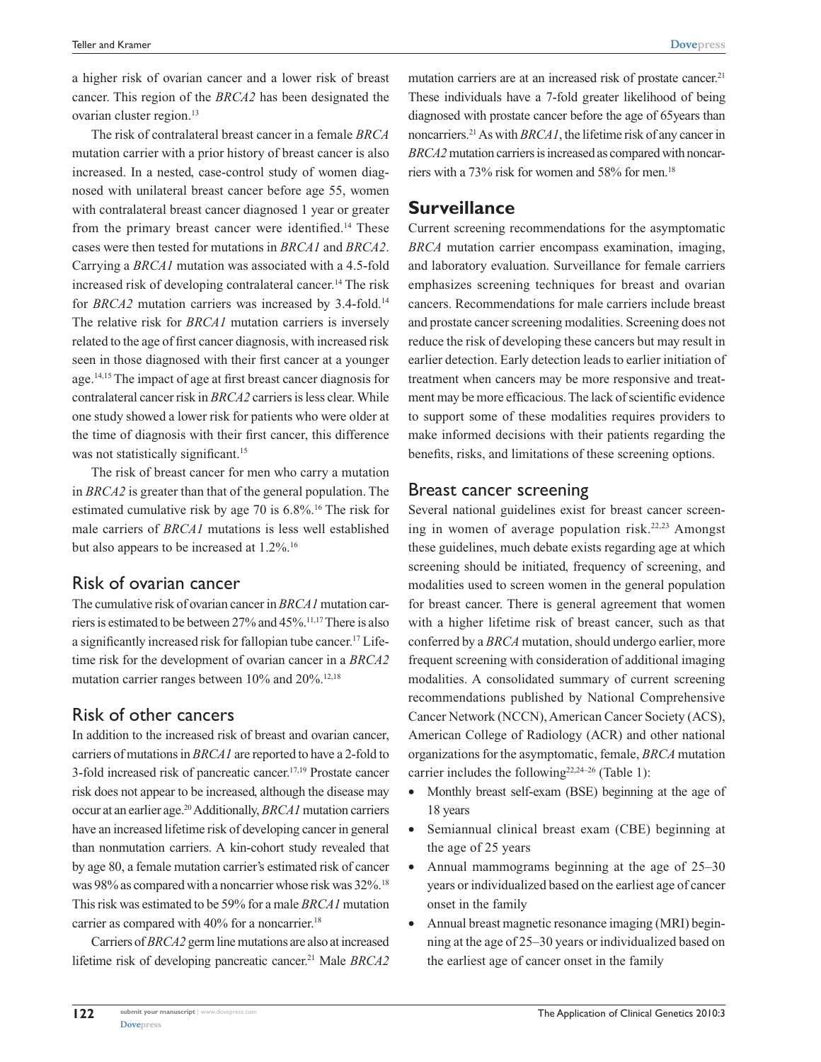a higher risk of ovarian cancer and a lower risk of breast cancer. This region of the *BRCA2* has been designated the ovarian cluster region.[13]

The risk of contralateral breast cancer in a female *BRCA* mutation carrier with a prior history of breast cancer is also increased. In a nested, case-control study of women diagnosed with unilateral breast cancer before age 55, women with contralateral breast cancer diagnosed 1 year or greater from the primary breast cancer were identified.[14] These cases were then tested for mutations in *BRCA1* and *BRCA2*. Carrying a *BRCA1* mutation was associated with a 4.5-fold increased risk of developing contralateral cancer.[14] The risk for *BRCA2* mutation carriers was increased by 3.4-fold.[14] The relative risk for *BRCA1* mutation carriers is inversely related to the age of first cancer diagnosis, with increased risk seen in those diagnosed with their first cancer at a younger age.[14,15] The impact of age at first breast cancer diagnosis for contralateral cancer risk in *BRCA2* carriers is less clear. While one study showed a lower risk for patients who were older at the time of diagnosis with their first cancer, this difference was not statistically significant.[15]

The risk of breast cancer for men who carry a mutation in *BRCA2* is greater than that of the general population. The estimated cumulative risk by age 70 is 6.8%.[16] The risk for male carriers of *BRCA1* mutations is less well established but also appears to be increased at 1.2%.[16]

### Risk of ovarian cancer

The cumulative risk of ovarian cancer in *BRCA1* mutation carriers is estimated to be between 27% and 45%.[11,17] There is also a significantly increased risk for fallopian tube cancer.[17] Lifetime risk for the development of ovarian cancer in a *BRCA2* mutation carrier ranges between 10% and 20%.[12,18]

### Risk of other cancers

In addition to the increased risk of breast and ovarian cancer, carriers of mutations in *BRCA1* are reported to have a 2-fold to 3-fold increased risk of pancreatic cancer.[17,19] Prostate cancer risk does not appear to be increased, although the disease may occur at an earlier age.[20] Additionally, *BRCA1* mutation carriers have an increased lifetime risk of developing cancer in general than nonmutation carriers. A kin-cohort study revealed that by age 80, a female mutation carrier's estimated risk of cancer was 98% as compared with a noncarrier whose risk was 32%.[18] This risk was estimated to be 59% for a male *BRCA1* mutation carrier as compared with 40% for a noncarrier.[18]

Carriers of *BRCA2* germ line mutations are also at increased lifetime risk of developing pancreatic cancer.[21] Male *BRCA2* mutation carriers are at an increased risk of prostate cancer.[21] These individuals have a 7-fold greater likelihood of being diagnosed with prostate cancer before the age of 65years than noncarriers.[21] As with *BRCA1*, the lifetime risk of any cancer in *BRCA2* mutation carriers is increased as compared with noncarriers with a 73% risk for women and 58% for men.[18]

## Surveillance

Current screening recommendations for the asymptomatic *BRCA* mutation carrier encompass examination, imaging, and laboratory evaluation. Surveillance for female carriers emphasizes screening techniques for breast and ovarian cancers. Recommendations for male carriers include breast and prostate cancer screening modalities. Screening does not reduce the risk of developing these cancers but may result in earlier detection. Early detection leads to earlier initiation of treatment when cancers may be more responsive and treatment may be more efficacious. The lack of scientific evidence to support some of these modalities requires providers to make informed decisions with their patients regarding the benefits, risks, and limitations of these screening options.

### Breast cancer screening

Several national guidelines exist for breast cancer screening in women of average population risk.[22,23] Amongst these guidelines, much debate exists regarding age at which screening should be initiated, frequency of screening, and modalities used to screen women in the general population for breast cancer. There is general agreement that women with a higher lifetime risk of breast cancer, such as that conferred by a *BRCA* mutation, should undergo earlier, more frequent screening with consideration of additional imaging modalities. A consolidated summary of current screening recommendations published by National Comprehensive Cancer Network (NCCN), American Cancer Society (ACS), American College of Radiology (ACR) and other national organizations for the asymptomatic, female, *BRCA* mutation carrier includes the following[22,24–26] (Table 1):

- Monthly breast self-exam (BSE) beginning at the age of 18 years
- Semiannual clinical breast exam (CBE) beginning at the age of 25 years
- Annual mammograms beginning at the age of 25–30 years or individualized based on the earliest age of cancer onset in the family
- Annual breast magnetic resonance imaging (MRI) beginning at the age of 25–30 years or individualized based on the earliest age of cancer onset in the family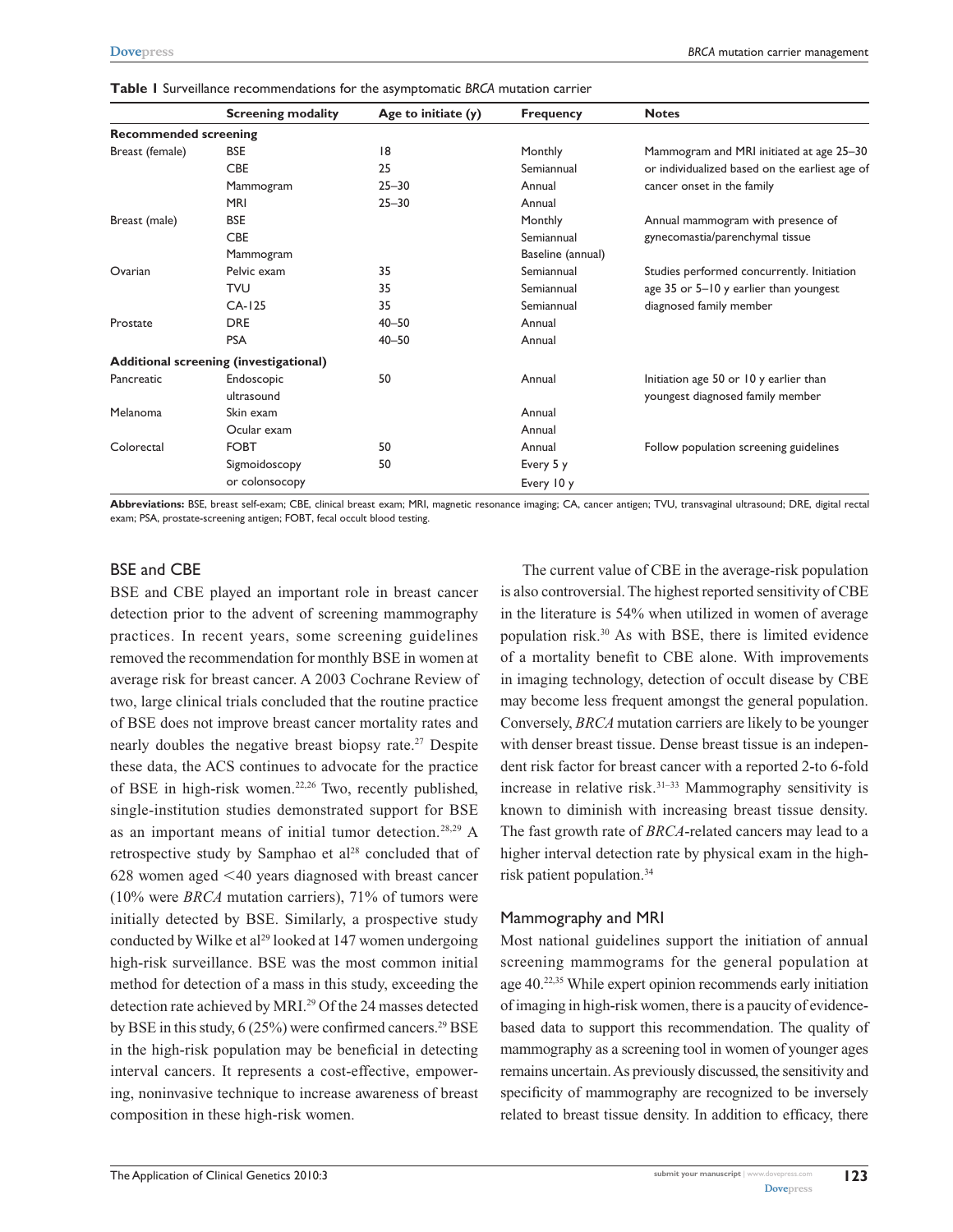**Table 1** Surveillance recommendations for the asymptomatic *BRCA* mutation carrier

| | Screening modality | Age to initiate (y) | Frequency | Notes |
|---|---|---|---|---|
| **Recommended screening** | | | | |
| Breast (female) | BSE | 18 | Monthly | Mammogram and MRI initiated at age 25–30 or individualized based on the earliest age of cancer onset in the family |
| | CBE | 25 | Semiannual | |
| | Mammogram | 25–30 | Annual | |
| | MRI | 25–30 | Annual | |
| Breast (male) | BSE | | Monthly | Annual mammogram with presence of gynecomastia/parenchymal tissue |
| | CBE | | Semiannual | |
| | Mammogram | | Baseline (annual) | |
| Ovarian | Pelvic exam | 35 | Semiannual | Studies performed concurrently. Initiation age 35 or 5–10 y earlier than youngest diagnosed family member |
| | TVU | 35 | Semiannual | |
| | CA-125 | 35 | Semiannual | |
| Prostate | DRE | 40–50 | Annual | |
| | PSA | 40–50 | Annual | |
| **Additional screening (investigational)** | | | | |
| Pancreatic | Endoscopic ultrasound | 50 | Annual | Initiation age 50 or 10 y earlier than youngest diagnosed family member |
| Melanoma | Skin exam | | Annual | |
| | Ocular exam | | Annual | |
| Colorectal | FOBT | 50 | Annual | Follow population screening guidelines |
| | Sigmoidoscopy or colonsocopy | 50 | Every 5 y / Every 10 y | |

**Abbreviations:** BSE, breast self-exam; CBE, clinical breast exam; MRI, magnetic resonance imaging; CA, cancer antigen; TVU, transvaginal ultrasound; DRE, digital rectal exam; PSA, prostate-screening antigen; FOBT, fecal occult blood testing.

## BSE and CBE

BSE and CBE played an important role in breast cancer detection prior to the advent of screening mammography practices. In recent years, some screening guidelines removed the recommendation for monthly BSE in women at average risk for breast cancer. A 2003 Cochrane Review of two, large clinical trials concluded that the routine practice of BSE does not improve breast cancer mortality rates and nearly doubles the negative breast biopsy rate.[27] Despite these data, the ACS continues to advocate for the practice of BSE in high-risk women.[22,26] Two, recently published, single-institution studies demonstrated support for BSE as an important means of initial tumor detection.[28,29] A retrospective study by Samphao et al[28] concluded that of 628 women aged <40 years diagnosed with breast cancer (10% were *BRCA* mutation carriers), 71% of tumors were initially detected by BSE. Similarly, a prospective study conducted by Wilke et al[29] looked at 147 women undergoing high-risk surveillance. BSE was the most common initial method for detection of a mass in this study, exceeding the detection rate achieved by MRI.[29] Of the 24 masses detected by BSE in this study, 6 (25%) were confirmed cancers.[29] BSE in the high-risk population may be beneficial in detecting interval cancers. It represents a cost-effective, empowering, noninvasive technique to increase awareness of breast composition in these high-risk women.

The current value of CBE in the average-risk population is also controversial. The highest reported sensitivity of CBE in the literature is 54% when utilized in women of average population risk.[30] As with BSE, there is limited evidence of a mortality benefit to CBE alone. With improvements in imaging technology, detection of occult disease by CBE may become less frequent amongst the general population. Conversely, *BRCA* mutation carriers are likely to be younger with denser breast tissue. Dense breast tissue is an independent risk factor for breast cancer with a reported 2-to 6-fold increase in relative risk.[31–33] Mammography sensitivity is known to diminish with increasing breast tissue density. The fast growth rate of *BRCA*-related cancers may lead to a higher interval detection rate by physical exam in the high-risk patient population.[34]

## Mammography and MRI

Most national guidelines support the initiation of annual screening mammograms for the general population at age 40.[22,35] While expert opinion recommends early initiation of imaging in high-risk women, there is a paucity of evidence-based data to support this recommendation. The quality of mammography as a screening tool in women of younger ages remains uncertain. As previously discussed, the sensitivity and specificity of mammography are recognized to be inversely related to breast tissue density. In addition to efficacy, there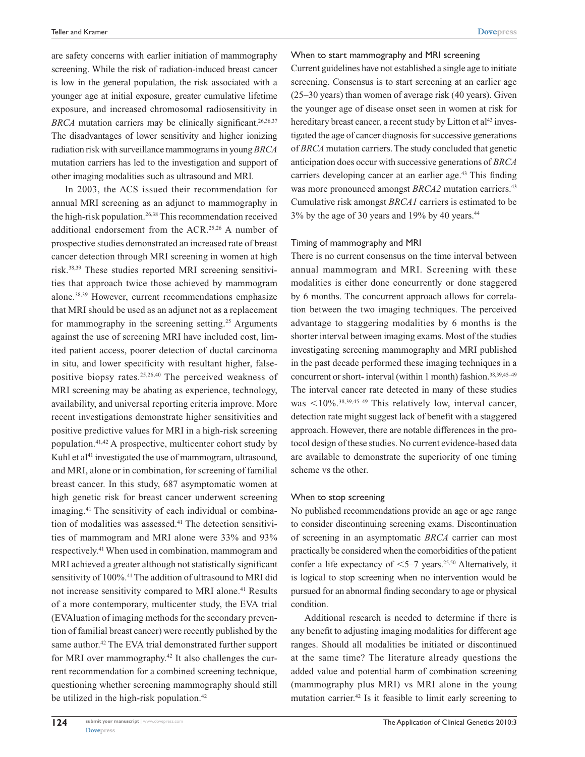are safety concerns with earlier initiation of mammography screening. While the risk of radiation-induced breast cancer is low in the general population, the risk associated with a younger age at initial exposure, greater cumulative lifetime exposure, and increased chromosomal radiosensitivity in *BRCA* mutation carriers may be clinically significant.[26,36,37] The disadvantages of lower sensitivity and higher ionizing radiation risk with surveillance mammograms in young *BRCA* mutation carriers has led to the investigation and support of other imaging modalities such as ultrasound and MRI.

In 2003, the ACS issued their recommendation for annual MRI screening as an adjunct to mammography in the high-risk population.[26,38] This recommendation received additional endorsement from the ACR.[25,26] A number of prospective studies demonstrated an increased rate of breast cancer detection through MRI screening in women at high risk.[38,39] These studies reported MRI screening sensitivities that approach twice those achieved by mammogram alone.[38,39] However, current recommendations emphasize that MRI should be used as an adjunct not as a replacement for mammography in the screening setting.[25] Arguments against the use of screening MRI have included cost, limited patient access, poorer detection of ductal carcinoma in situ, and lower specificity with resultant higher, false-positive biopsy rates.[25,26,40] The perceived weakness of MRI screening may be abating as experience, technology, availability, and universal reporting criteria improve. More recent investigations demonstrate higher sensitivities and positive predictive values for MRI in a high-risk screening population.[41,42] A prospective, multicenter cohort study by Kuhl et al[41] investigated the use of mammogram, ultrasound, and MRI, alone or in combination, for screening of familial breast cancer. In this study, 687 asymptomatic women at high genetic risk for breast cancer underwent screening imaging.[41] The sensitivity of each individual or combination of modalities was assessed.[41] The detection sensitivities of mammogram and MRI alone were 33% and 93% respectively.[41] When used in combination, mammogram and MRI achieved a greater although not statistically significant sensitivity of 100%.[41] The addition of ultrasound to MRI did not increase sensitivity compared to MRI alone.[41] Results of a more contemporary, multicenter study, the EVA trial (EVAluation of imaging methods for the secondary prevention of familial breast cancer) were recently published by the same author.[42] The EVA trial demonstrated further support for MRI over mammography.[42] It also challenges the current recommendation for a combined screening technique, questioning whether screening mammography should still be utilized in the high-risk population.[42]

### When to start mammography and MRI screening

Current guidelines have not established a single age to initiate screening. Consensus is to start screening at an earlier age (25–30 years) than women of average risk (40 years). Given the younger age of disease onset seen in women at risk for hereditary breast cancer, a recent study by Litton et al[43] investigated the age of cancer diagnosis for successive generations of *BRCA* mutation carriers. The study concluded that genetic anticipation does occur with successive generations of *BRCA* carriers developing cancer at an earlier age.[43] This finding was more pronounced amongst *BRCA2* mutation carriers.[43] Cumulative risk amongst *BRCA1* carriers is estimated to be 3% by the age of 30 years and 19% by 40 years.[44]

### Timing of mammography and MRI

There is no current consensus on the time interval between annual mammogram and MRI. Screening with these modalities is either done concurrently or done staggered by 6 months. The concurrent approach allows for correlation between the two imaging techniques. The perceived advantage to staggering modalities by 6 months is the shorter interval between imaging exams. Most of the studies investigating screening mammography and MRI published in the past decade performed these imaging techniques in a concurrent or short- interval (within 1 month) fashion.[38,39,45–49] The interval cancer rate detected in many of these studies was <10%.[38,39,45–49] This relatively low, interval cancer, detection rate might suggest lack of benefit with a staggered approach. However, there are notable differences in the protocol design of these studies. No current evidence-based data are available to demonstrate the superiority of one timing scheme vs the other.

### When to stop screening

No published recommendations provide an age or age range to consider discontinuing screening exams. Discontinuation of screening in an asymptomatic *BRCA* carrier can most practically be considered when the comorbidities of the patient confer a life expectancy of <5–7 years.[25,50] Alternatively, it is logical to stop screening when no intervention would be pursued for an abnormal finding secondary to age or physical condition.

Additional research is needed to determine if there is any benefit to adjusting imaging modalities for different age ranges. Should all modalities be initiated or discontinued at the same time? The literature already questions the added value and potential harm of combination screening (mammography plus MRI) vs MRI alone in the young mutation carrier.[42] Is it feasible to limit early screening to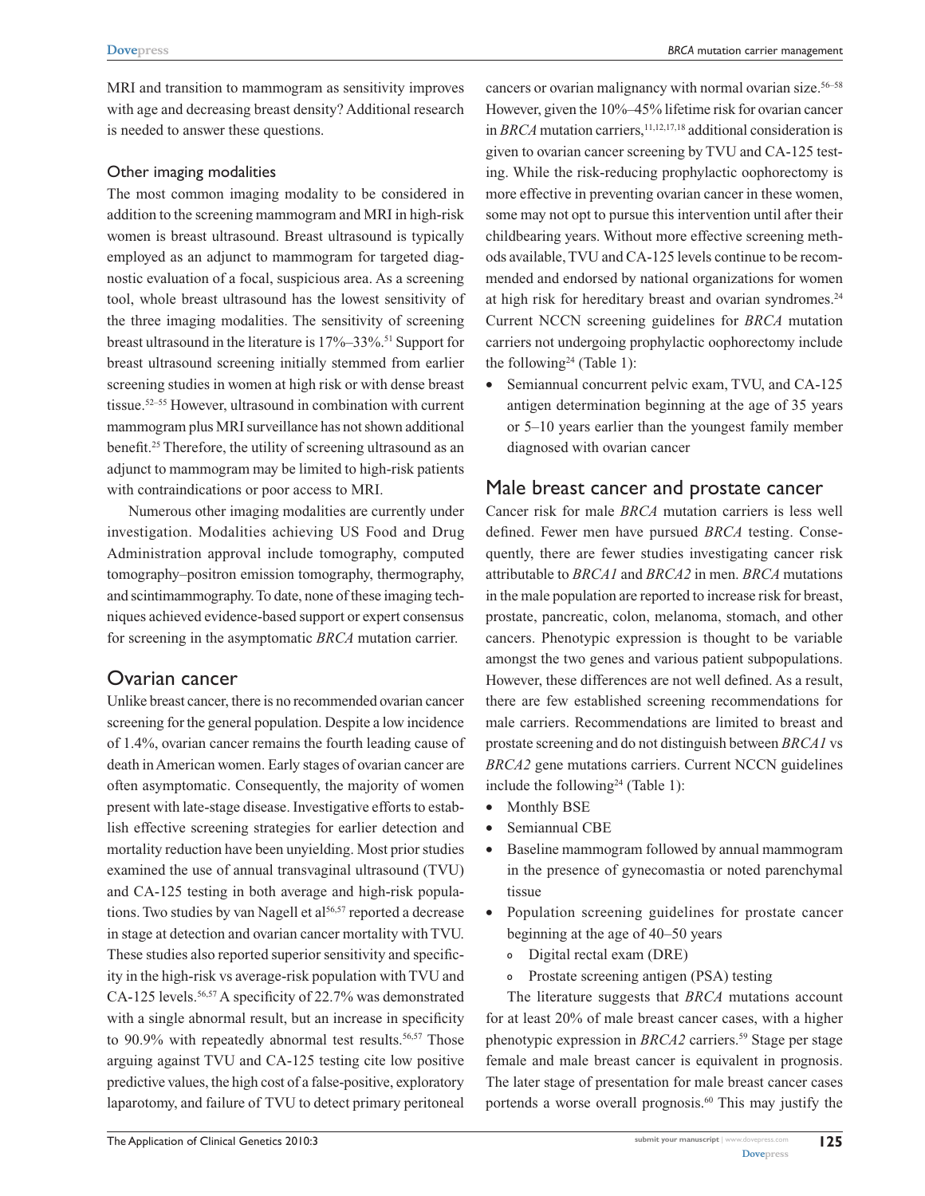MRI and transition to mammogram as sensitivity improves with age and decreasing breast density? Additional research is needed to answer these questions.

### Other imaging modalities

The most common imaging modality to be considered in addition to the screening mammogram and MRI in high-risk women is breast ultrasound. Breast ultrasound is typically employed as an adjunct to mammogram for targeted diagnostic evaluation of a focal, suspicious area. As a screening tool, whole breast ultrasound has the lowest sensitivity of the three imaging modalities. The sensitivity of screening breast ultrasound in the literature is 17%–33%.[51] Support for breast ultrasound screening initially stemmed from earlier screening studies in women at high risk or with dense breast tissue.[52–55] However, ultrasound in combination with current mammogram plus MRI surveillance has not shown additional benefit.[25] Therefore, the utility of screening ultrasound as an adjunct to mammogram may be limited to high-risk patients with contraindications or poor access to MRI.

Numerous other imaging modalities are currently under investigation. Modalities achieving US Food and Drug Administration approval include tomography, computed tomography–positron emission tomography, thermography, and scintimammography. To date, none of these imaging techniques achieved evidence-based support or expert consensus for screening in the asymptomatic *BRCA* mutation carrier.

## Ovarian cancer

Unlike breast cancer, there is no recommended ovarian cancer screening for the general population. Despite a low incidence of 1.4%, ovarian cancer remains the fourth leading cause of death in American women. Early stages of ovarian cancer are often asymptomatic. Consequently, the majority of women present with late-stage disease. Investigative efforts to establish effective screening strategies for earlier detection and mortality reduction have been unyielding. Most prior studies examined the use of annual transvaginal ultrasound (TVU) and CA-125 testing in both average and high-risk populations. Two studies by van Nagell et al[56,57] reported a decrease in stage at detection and ovarian cancer mortality with TVU. These studies also reported superior sensitivity and specificity in the high-risk vs average-risk population with TVU and CA-125 levels.[56,57] A specificity of 22.7% was demonstrated with a single abnormal result, but an increase in specificity to 90.9% with repeatedly abnormal test results.[56,57] Those arguing against TVU and CA-125 testing cite low positive predictive values, the high cost of a false-positive, exploratory laparotomy, and failure of TVU to detect primary peritoneal cancers or ovarian malignancy with normal ovarian size.[56–58] However, given the 10%–45% lifetime risk for ovarian cancer in *BRCA* mutation carriers,[11,12,17,18] additional consideration is given to ovarian cancer screening by TVU and CA-125 testing. While the risk-reducing prophylactic oophorectomy is more effective in preventing ovarian cancer in these women, some may not opt to pursue this intervention until after their childbearing years. Without more effective screening methods available, TVU and CA-125 levels continue to be recommended and endorsed by national organizations for women at high risk for hereditary breast and ovarian syndromes.[24] Current NCCN screening guidelines for *BRCA* mutation carriers not undergoing prophylactic oophorectomy include the following[24] (Table 1):

- Semiannual concurrent pelvic exam, TVU, and CA-125 antigen determination beginning at the age of 35 years or 5–10 years earlier than the youngest family member diagnosed with ovarian cancer

## Male breast cancer and prostate cancer

Cancer risk for male *BRCA* mutation carriers is less well defined. Fewer men have pursued *BRCA* testing. Consequently, there are fewer studies investigating cancer risk attributable to *BRCA1* and *BRCA2* in men. *BRCA* mutations in the male population are reported to increase risk for breast, prostate, pancreatic, colon, melanoma, stomach, and other cancers. Phenotypic expression is thought to be variable amongst the two genes and various patient subpopulations. However, these differences are not well defined. As a result, there are few established screening recommendations for male carriers. Recommendations are limited to breast and prostate screening and do not distinguish between *BRCA1* vs *BRCA2* gene mutations carriers. Current NCCN guidelines include the following[24] (Table 1):

- Monthly BSE
- Semiannual CBE
- Baseline mammogram followed by annual mammogram in the presence of gynecomastia or noted parenchymal tissue
- Population screening guidelines for prostate cancer beginning at the age of 40–50 years
  - Digital rectal exam (DRE)
  - Prostate screening antigen (PSA) testing

The literature suggests that *BRCA* mutations account for at least 20% of male breast cancer cases, with a higher phenotypic expression in *BRCA2* carriers.[59] Stage per stage female and male breast cancer is equivalent in prognosis. The later stage of presentation for male breast cancer cases portends a worse overall prognosis.[60] This may justify the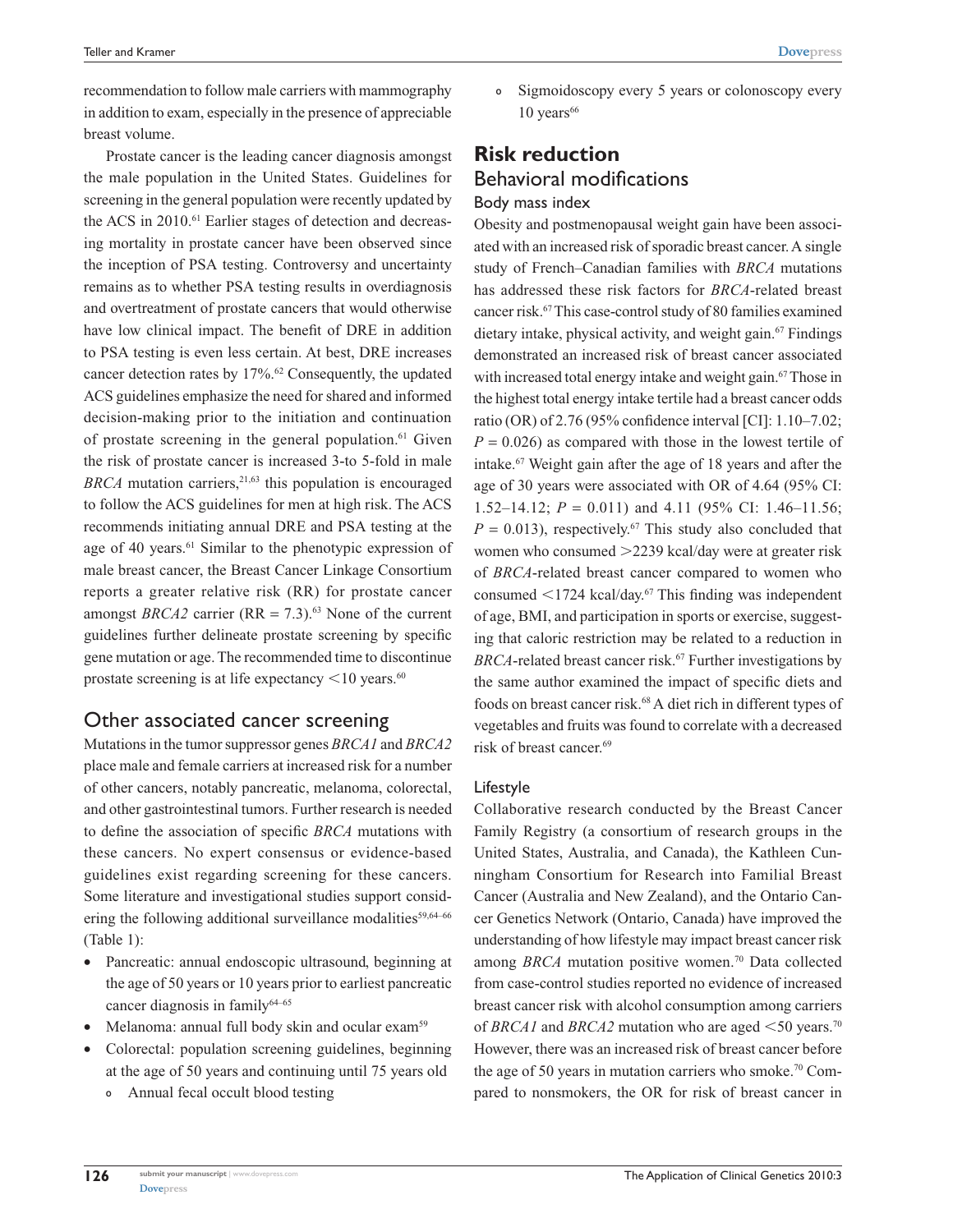recommendation to follow male carriers with mammography in addition to exam, especially in the presence of appreciable breast volume.

Prostate cancer is the leading cancer diagnosis amongst the male population in the United States. Guidelines for screening in the general population were recently updated by the ACS in 2010.[61] Earlier stages of detection and decreasing mortality in prostate cancer have been observed since the inception of PSA testing. Controversy and uncertainty remains as to whether PSA testing results in overdiagnosis and overtreatment of prostate cancers that would otherwise have low clinical impact. The benefit of DRE in addition to PSA testing is even less certain. At best, DRE increases cancer detection rates by 17%.[62] Consequently, the updated ACS guidelines emphasize the need for shared and informed decision-making prior to the initiation and continuation of prostate screening in the general population.[61] Given the risk of prostate cancer is increased 3-to 5-fold in male *BRCA* mutation carriers,[21,63] this population is encouraged to follow the ACS guidelines for men at high risk. The ACS recommends initiating annual DRE and PSA testing at the age of 40 years.[61] Similar to the phenotypic expression of male breast cancer, the Breast Cancer Linkage Consortium reports a greater relative risk (RR) for prostate cancer amongst *BRCA2* carrier (RR = 7.3).[63] None of the current guidelines further delineate prostate screening by specific gene mutation or age. The recommended time to discontinue prostate screening is at life expectancy <10 years.[60]

## Other associated cancer screening

Mutations in the tumor suppressor genes *BRCA1* and *BRCA2* place male and female carriers at increased risk for a number of other cancers, notably pancreatic, melanoma, colorectal, and other gastrointestinal tumors. Further research is needed to define the association of specific *BRCA* mutations with these cancers. No expert consensus or evidence-based guidelines exist regarding screening for these cancers. Some literature and investigational studies support considering the following additional surveillance modalities[59,64–66] (Table 1):

- Pancreatic: annual endoscopic ultrasound, beginning at the age of 50 years or 10 years prior to earliest pancreatic cancer diagnosis in family[64–65]
- Melanoma: annual full body skin and ocular exam[59]
- Colorectal: population screening guidelines, beginning at the age of 50 years and continuing until 75 years old
  - Annual fecal occult blood testing
  - Sigmoidoscopy every 5 years or colonoscopy every 10 years[66]

# Risk reduction

## Behavioral modifications

### Body mass index

Obesity and postmenopausal weight gain have been associated with an increased risk of sporadic breast cancer. A single study of French–Canadian families with *BRCA* mutations has addressed these risk factors for *BRCA*-related breast cancer risk.[67] This case-control study of 80 families examined dietary intake, physical activity, and weight gain.[67] Findings demonstrated an increased risk of breast cancer associated with increased total energy intake and weight gain.[67] Those in the highest total energy intake tertile had a breast cancer odds ratio (OR) of 2.76 (95% confidence interval [CI]: 1.10–7.02; $P = 0.026$) as compared with those in the lowest tertile of intake.[67] Weight gain after the age of 18 years and after the age of 30 years were associated with OR of 4.64 (95% CI: 1.52–14.12; $P = 0.011$) and 4.11 (95% CI: 1.46–11.56; $P = 0.013$), respectively.[67] This study also concluded that women who consumed >2239 kcal/day were at greater risk of *BRCA*-related breast cancer compared to women who consumed <1724 kcal/day.[67] This finding was independent of age, BMI, and participation in sports or exercise, suggesting that caloric restriction may be related to a reduction in *BRCA*-related breast cancer risk.[67] Further investigations by the same author examined the impact of specific diets and foods on breast cancer risk.[68] A diet rich in different types of vegetables and fruits was found to correlate with a decreased risk of breast cancer.[69]

### Lifestyle

Collaborative research conducted by the Breast Cancer Family Registry (a consortium of research groups in the United States, Australia, and Canada), the Kathleen Cunningham Consortium for Research into Familial Breast Cancer (Australia and New Zealand), and the Ontario Cancer Genetics Network (Ontario, Canada) have improved the understanding of how lifestyle may impact breast cancer risk among *BRCA* mutation positive women.[70] Data collected from case-control studies reported no evidence of increased breast cancer risk with alcohol consumption among carriers of *BRCA1* and *BRCA2* mutation who are aged <50 years.[70] However, there was an increased risk of breast cancer before the age of 50 years in mutation carriers who smoke.[70] Compared to nonsmokers, the OR for risk of breast cancer in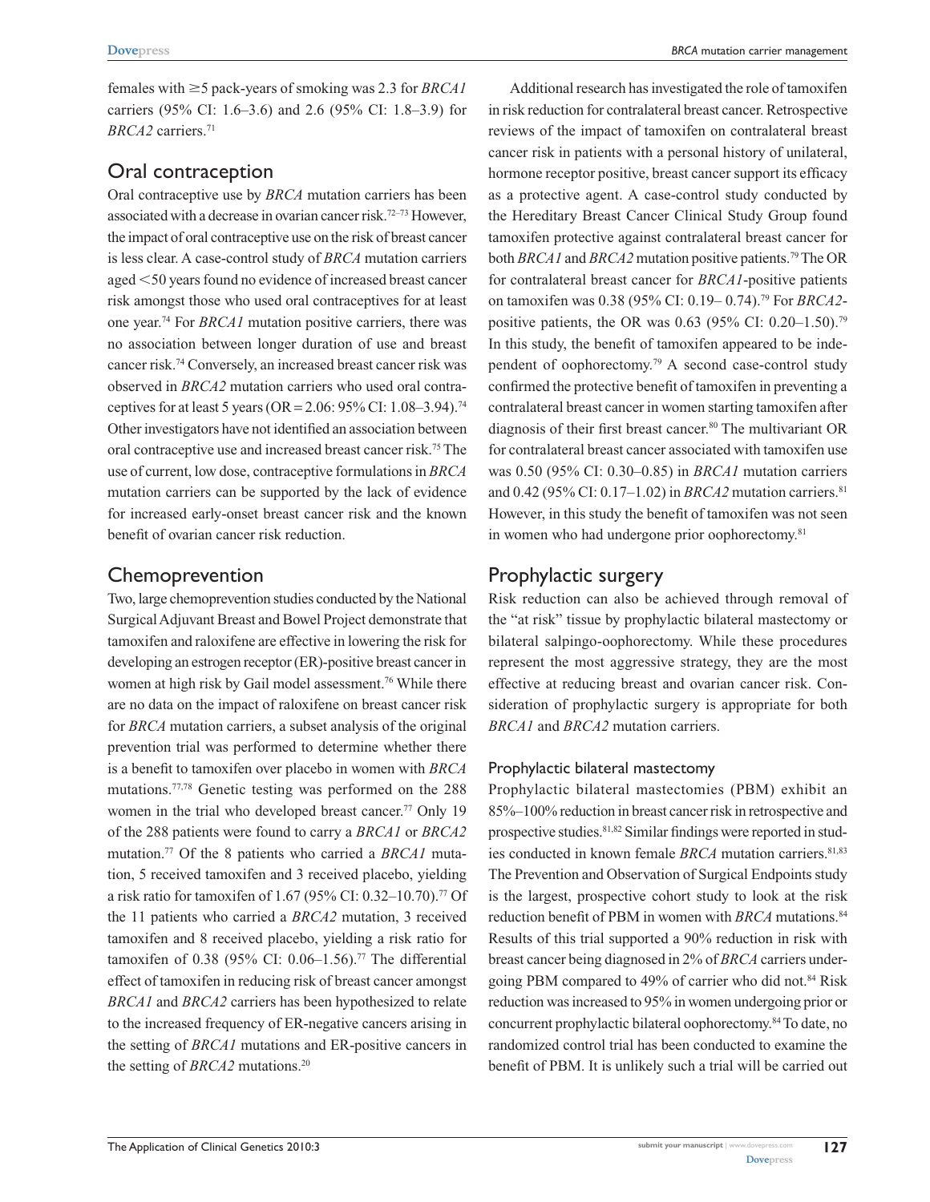females with ≥5 pack-years of smoking was 2.3 for *BRCA1* carriers (95% CI: 1.6–3.6) and 2.6 (95% CI: 1.8–3.9) for *BRCA2* carriers.[71]

## Oral contraception

Oral contraceptive use by *BRCA* mutation carriers has been associated with a decrease in ovarian cancer risk.[72–73] However, the impact of oral contraceptive use on the risk of breast cancer is less clear. A case-control study of *BRCA* mutation carriers aged <50 years found no evidence of increased breast cancer risk amongst those who used oral contraceptives for at least one year.[74] For *BRCA1* mutation positive carriers, there was no association between longer duration of use and breast cancer risk.[74] Conversely, an increased breast cancer risk was observed in *BRCA2* mutation carriers who used oral contraceptives for at least 5 years (OR = 2.06: 95% CI: 1.08–3.94).[74] Other investigators have not identified an association between oral contraceptive use and increased breast cancer risk.[75] The use of current, low dose, contraceptive formulations in *BRCA* mutation carriers can be supported by the lack of evidence for increased early-onset breast cancer risk and the known benefit of ovarian cancer risk reduction.

## Chemoprevention

Two, large chemoprevention studies conducted by the National Surgical Adjuvant Breast and Bowel Project demonstrate that tamoxifen and raloxifene are effective in lowering the risk for developing an estrogen receptor (ER)-positive breast cancer in women at high risk by Gail model assessment.[76] While there are no data on the impact of raloxifene on breast cancer risk for *BRCA* mutation carriers, a subset analysis of the original prevention trial was performed to determine whether there is a benefit to tamoxifen over placebo in women with *BRCA* mutations.[77,78] Genetic testing was performed on the 288 women in the trial who developed breast cancer.[77] Only 19 of the 288 patients were found to carry a *BRCA1* or *BRCA2* mutation.[77] Of the 8 patients who carried a *BRCA1* mutation, 5 received tamoxifen and 3 received placebo, yielding a risk ratio for tamoxifen of 1.67 (95% CI: 0.32–10.70).[77] Of the 11 patients who carried a *BRCA2* mutation, 3 received tamoxifen and 8 received placebo, yielding a risk ratio for tamoxifen of 0.38 (95% CI: 0.06–1.56).[77] The differential effect of tamoxifen in reducing risk of breast cancer amongst *BRCA1* and *BRCA2* carriers has been hypothesized to relate to the increased frequency of ER-negative cancers arising in the setting of *BRCA1* mutations and ER-positive cancers in the setting of *BRCA2* mutations.[20]

Additional research has investigated the role of tamoxifen in risk reduction for contralateral breast cancer. Retrospective reviews of the impact of tamoxifen on contralateral breast cancer risk in patients with a personal history of unilateral, hormone receptor positive, breast cancer support its efficacy as a protective agent. A case-control study conducted by the Hereditary Breast Cancer Clinical Study Group found tamoxifen protective against contralateral breast cancer for both *BRCA1* and *BRCA2* mutation positive patients.[79] The OR for contralateral breast cancer for *BRCA1*-positive patients on tamoxifen was 0.38 (95% CI: 0.19– 0.74).[79] For *BRCA2*-positive patients, the OR was 0.63 (95% CI: 0.20–1.50).[79] In this study, the benefit of tamoxifen appeared to be independent of oophorectomy.[79] A second case-control study confirmed the protective benefit of tamoxifen in preventing a contralateral breast cancer in women starting tamoxifen after diagnosis of their first breast cancer.[80] The multivariant OR for contralateral breast cancer associated with tamoxifen use was 0.50 (95% CI: 0.30–0.85) in *BRCA1* mutation carriers and 0.42 (95% CI: 0.17–1.02) in *BRCA2* mutation carriers.[81] However, in this study the benefit of tamoxifen was not seen in women who had undergone prior oophorectomy.[81]

## Prophylactic surgery

Risk reduction can also be achieved through removal of the "at risk" tissue by prophylactic bilateral mastectomy or bilateral salpingo-oophorectomy. While these procedures represent the most aggressive strategy, they are the most effective at reducing breast and ovarian cancer risk. Consideration of prophylactic surgery is appropriate for both *BRCA1* and *BRCA2* mutation carriers.

### Prophylactic bilateral mastectomy

Prophylactic bilateral mastectomies (PBM) exhibit an 85%–100% reduction in breast cancer risk in retrospective and prospective studies.[81,82] Similar findings were reported in studies conducted in known female *BRCA* mutation carriers.[81,83] The Prevention and Observation of Surgical Endpoints study is the largest, prospective cohort study to look at the risk reduction benefit of PBM in women with *BRCA* mutations.[84] Results of this trial supported a 90% reduction in risk with breast cancer being diagnosed in 2% of *BRCA* carriers undergoing PBM compared to 49% of carrier who did not.[84] Risk reduction was increased to 95% in women undergoing prior or concurrent prophylactic bilateral oophorectomy.[84] To date, no randomized control trial has been conducted to examine the benefit of PBM. It is unlikely such a trial will be carried out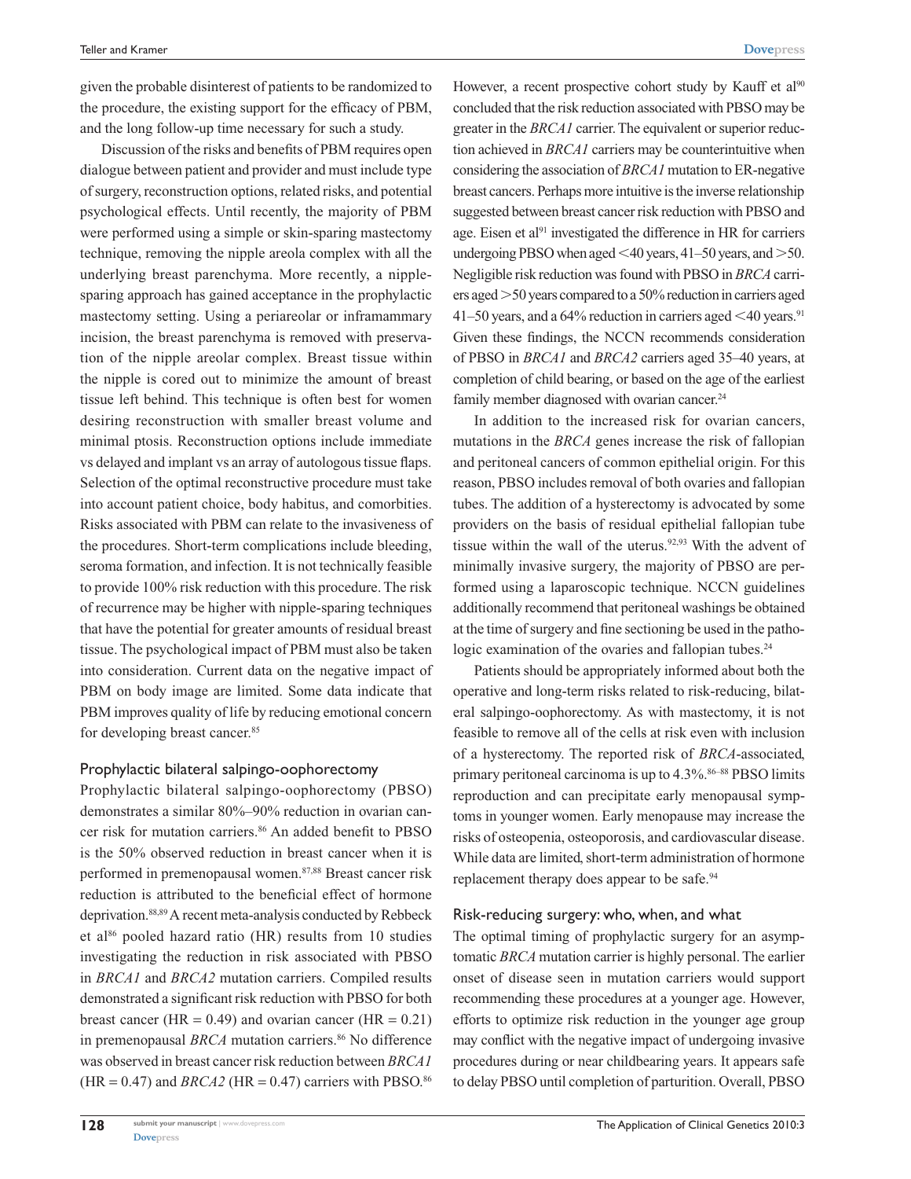given the probable disinterest of patients to be randomized to the procedure, the existing support for the efficacy of PBM, and the long follow-up time necessary for such a study.

Discussion of the risks and benefits of PBM requires open dialogue between patient and provider and must include type of surgery, reconstruction options, related risks, and potential psychological effects. Until recently, the majority of PBM were performed using a simple or skin-sparing mastectomy technique, removing the nipple areola complex with all the underlying breast parenchyma. More recently, a nipple-sparing approach has gained acceptance in the prophylactic mastectomy setting. Using a periareolar or inframammary incision, the breast parenchyma is removed with preservation of the nipple areolar complex. Breast tissue within the nipple is cored out to minimize the amount of breast tissue left behind. This technique is often best for women desiring reconstruction with smaller breast volume and minimal ptosis. Reconstruction options include immediate vs delayed and implant vs an array of autologous tissue flaps. Selection of the optimal reconstructive procedure must take into account patient choice, body habitus, and comorbities. Risks associated with PBM can relate to the invasiveness of the procedures. Short-term complications include bleeding, seroma formation, and infection. It is not technically feasible to provide 100% risk reduction with this procedure. The risk of recurrence may be higher with nipple-sparing techniques that have the potential for greater amounts of residual breast tissue. The psychological impact of PBM must also be taken into consideration. Current data on the negative impact of PBM on body image are limited. Some data indicate that PBM improves quality of life by reducing emotional concern for developing breast cancer.[85]

## Prophylactic bilateral salpingo-oophorectomy

Prophylactic bilateral salpingo-oophorectomy (PBSO) demonstrates a similar 80%–90% reduction in ovarian cancer risk for mutation carriers.[86] An added benefit to PBSO is the 50% observed reduction in breast cancer when it is performed in premenopausal women.[87,88] Breast cancer risk reduction is attributed to the beneficial effect of hormone deprivation.[88,89] A recent meta-analysis conducted by Rebbeck et al[86] pooled hazard ratio (HR) results from 10 studies investigating the reduction in risk associated with PBSO in *BRCA1* and *BRCA2* mutation carriers. Compiled results demonstrated a significant risk reduction with PBSO for both breast cancer (HR = 0.49) and ovarian cancer (HR = 0.21) in premenopausal *BRCA* mutation carriers.[86] No difference was observed in breast cancer risk reduction between *BRCA1* (HR = 0.47) and *BRCA2* (HR = 0.47) carriers with PBSO.[86] However, a recent prospective cohort study by Kauff et al[90] concluded that the risk reduction associated with PBSO may be greater in the *BRCA1* carrier. The equivalent or superior reduction achieved in *BRCA1* carriers may be counterintuitive when considering the association of *BRCA1* mutation to ER-negative breast cancers. Perhaps more intuitive is the inverse relationship suggested between breast cancer risk reduction with PBSO and age. Eisen et al[91] investigated the difference in HR for carriers undergoing PBSO when aged <40 years, 41–50 years, and >50. Negligible risk reduction was found with PBSO in *BRCA* carriers aged >50 years compared to a 50% reduction in carriers aged 41–50 years, and a 64% reduction in carriers aged <40 years.[91] Given these findings, the NCCN recommends consideration of PBSO in *BRCA1* and *BRCA2* carriers aged 35–40 years, at completion of child bearing, or based on the age of the earliest family member diagnosed with ovarian cancer.[24]

In addition to the increased risk for ovarian cancers, mutations in the *BRCA* genes increase the risk of fallopian and peritoneal cancers of common epithelial origin. For this reason, PBSO includes removal of both ovaries and fallopian tubes. The addition of a hysterectomy is advocated by some providers on the basis of residual epithelial fallopian tube tissue within the wall of the uterus.[92,93] With the advent of minimally invasive surgery, the majority of PBSO are performed using a laparoscopic technique. NCCN guidelines additionally recommend that peritoneal washings be obtained at the time of surgery and fine sectioning be used in the pathologic examination of the ovaries and fallopian tubes.[24]

Patients should be appropriately informed about both the operative and long-term risks related to risk-reducing, bilateral salpingo-oophorectomy. As with mastectomy, it is not feasible to remove all of the cells at risk even with inclusion of a hysterectomy. The reported risk of *BRCA*-associated, primary peritoneal carcinoma is up to 4.3%.[86–88] PBSO limits reproduction and can precipitate early menopausal symptoms in younger women. Early menopause may increase the risks of osteopenia, osteoporosis, and cardiovascular disease. While data are limited, short-term administration of hormone replacement therapy does appear to be safe.[94]

## Risk-reducing surgery: who, when, and what

The optimal timing of prophylactic surgery for an asymptomatic *BRCA* mutation carrier is highly personal. The earlier onset of disease seen in mutation carriers would support recommending these procedures at a younger age. However, efforts to optimize risk reduction in the younger age group may conflict with the negative impact of undergoing invasive procedures during or near childbearing years. It appears safe to delay PBSO until completion of parturition. Overall, PBSO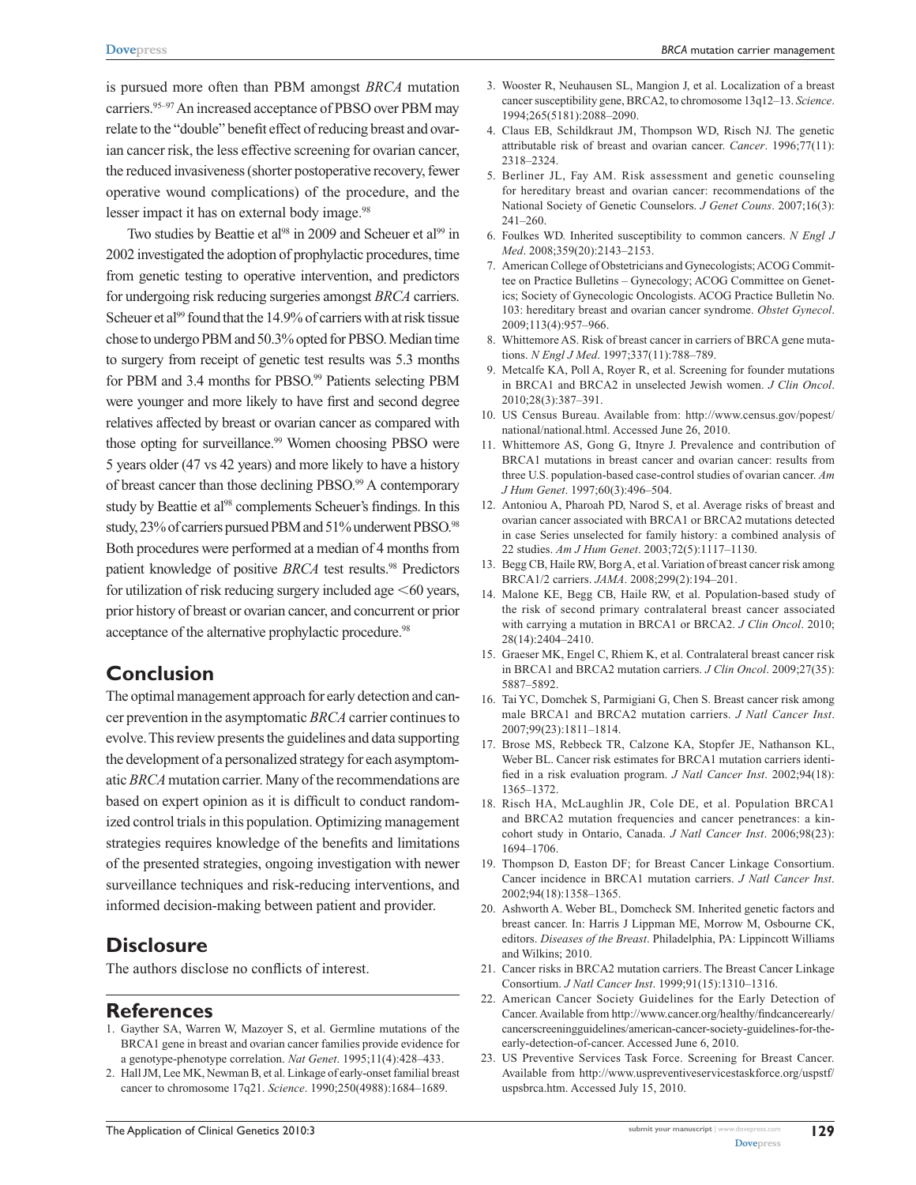is pursued more often than PBM amongst *BRCA* mutation carriers.[95–97] An increased acceptance of PBSO over PBM may relate to the "double" benefit effect of reducing breast and ovarian cancer risk, the less effective screening for ovarian cancer, the reduced invasiveness (shorter postoperative recovery, fewer operative wound complications) of the procedure, and the lesser impact it has on external body image.[98]

Two studies by Beattie et al[98] in 2009 and Scheuer et al[99] in 2002 investigated the adoption of prophylactic procedures, time from genetic testing to operative intervention, and predictors for undergoing risk reducing surgeries amongst *BRCA* carriers. Scheuer et al[99] found that the 14.9% of carriers with at risk tissue chose to undergo PBM and 50.3% opted for PBSO. Median time to surgery from receipt of genetic test results was 5.3 months for PBM and 3.4 months for PBSO.[99] Patients selecting PBM were younger and more likely to have first and second degree relatives affected by breast or ovarian cancer as compared with those opting for surveillance.[99] Women choosing PBSO were 5 years older (47 vs 42 years) and more likely to have a history of breast cancer than those declining PBSO.[99] A contemporary study by Beattie et al[98] complements Scheuer's findings. In this study, 23% of carriers pursued PBM and 51% underwent PBSO.[98] Both procedures were performed at a median of 4 months from patient knowledge of positive *BRCA* test results.[98] Predictors for utilization of risk reducing surgery included age <60 years, prior history of breast or ovarian cancer, and concurrent or prior acceptance of the alternative prophylactic procedure.[98]

## Conclusion

The optimal management approach for early detection and cancer prevention in the asymptomatic *BRCA* carrier continues to evolve. This review presents the guidelines and data supporting the development of a personalized strategy for each asymptomatic *BRCA* mutation carrier. Many of the recommendations are based on expert opinion as it is difficult to conduct randomized control trials in this population. Optimizing management strategies requires knowledge of the benefits and limitations of the presented strategies, ongoing investigation with newer surveillance techniques and risk-reducing interventions, and informed decision-making between patient and provider.

## Disclosure

The authors disclose no conflicts of interest.

## References

1. Gayther SA, Warren W, Mazoyer S, et al. Germline mutations of the BRCA1 gene in breast and ovarian cancer families provide evidence for a genotype-phenotype correlation. *Nat Genet*. 1995;11(4):428–433.
2. Hall JM, Lee MK, Newman B, et al. Linkage of early-onset familial breast cancer to chromosome 17q21. *Science*. 1990;250(4988):1684–1689.
3. Wooster R, Neuhausen SL, Mangion J, et al. Localization of a breast cancer susceptibility gene, BRCA2, to chromosome 13q12–13. *Science*. 1994;265(5181):2088–2090.
4. Claus EB, Schildkraut JM, Thompson WD, Risch NJ. The genetic attributable risk of breast and ovarian cancer. *Cancer*. 1996;77(11):2318–2324.
5. Berliner JL, Fay AM. Risk assessment and genetic counseling for hereditary breast and ovarian cancer: recommendations of the National Society of Genetic Counselors. *J Genet Couns*. 2007;16(3):241–260.
6. Foulkes WD. Inherited susceptibility to common cancers. *N Engl J Med*. 2008;359(20):2143–2153.
7. American College of Obstetricians and Gynecologists; ACOG Committee on Practice Bulletins – Gynecology; ACOG Committee on Genetics; Society of Gynecologic Oncologists. ACOG Practice Bulletin No. 103: hereditary breast and ovarian cancer syndrome. *Obstet Gynecol*. 2009;113(4):957–966.
8. Whittemore AS. Risk of breast cancer in carriers of BRCA gene mutations. *N Engl J Med*. 1997;337(11):788–789.
9. Metcalfe KA, Poll A, Royer R, et al. Screening for founder mutations in BRCA1 and BRCA2 in unselected Jewish women. *J Clin Oncol*. 2010;28(3):387–391.
10. US Census Bureau. Available from: http://www.census.gov/popest/national/national.html. Accessed June 26, 2010.
11. Whittemore AS, Gong G, Itnyre J. Prevalence and contribution of BRCA1 mutations in breast cancer and ovarian cancer: results from three U.S. population-based case-control studies of ovarian cancer. *Am J Hum Genet*. 1997;60(3):496–504.
12. Antoniou A, Pharoah PD, Narod S, et al. Average risks of breast and ovarian cancer associated with BRCA1 or BRCA2 mutations detected in case Series unselected for family history: a combined analysis of 22 studies. *Am J Hum Genet*. 2003;72(5):1117–1130.
13. Begg CB, Haile RW, Borg A, et al. Variation of breast cancer risk among BRCA1/2 carriers. *JAMA*. 2008;299(2):194–201.
14. Malone KE, Begg CB, Haile RW, et al. Population-based study of the risk of second primary contralateral breast cancer associated with carrying a mutation in BRCA1 or BRCA2. *J Clin Oncol*. 2010;28(14):2404–2410.
15. Graeser MK, Engel C, Rhiem K, et al. Contralateral breast cancer risk in BRCA1 and BRCA2 mutation carriers. *J Clin Oncol*. 2009;27(35):5887–5892.
16. Tai YC, Domchek S, Parmigiani G, Chen S. Breast cancer risk among male BRCA1 and BRCA2 mutation carriers. *J Natl Cancer Inst*. 2007;99(23):1811–1814.
17. Brose MS, Rebbeck TR, Calzone KA, Stopfer JE, Nathanson KL, Weber BL. Cancer risk estimates for BRCA1 mutation carriers identified in a risk evaluation program. *J Natl Cancer Inst*. 2002;94(18):1365–1372.
18. Risch HA, McLaughlin JR, Cole DE, et al. Population BRCA1 and BRCA2 mutation frequencies and cancer penetrances: a kin-cohort study in Ontario, Canada. *J Natl Cancer Inst*. 2006;98(23):1694–1706.
19. Thompson D, Easton DF; for Breast Cancer Linkage Consortium. Cancer incidence in BRCA1 mutation carriers. *J Natl Cancer Inst*. 2002;94(18):1358–1365.
20. Ashworth A. Weber BL, Domcheck SM. Inherited genetic factors and breast cancer. In: Harris J Lippman ME, Morrow M, Osbourne CK, editors. *Diseases of the Breast*. Philadelphia, PA: Lippincott Williams and Wilkins; 2010.
21. Cancer risks in BRCA2 mutation carriers. The Breast Cancer Linkage Consortium. *J Natl Cancer Inst*. 1999;91(15):1310–1316.
22. American Cancer Society Guidelines for the Early Detection of Cancer. Available from http://www.cancer.org/healthy/findcancerearly/cancerscreeningguidelines/american-cancer-society-guidelines-for-the-early-detection-of-cancer. Accessed June 6, 2010.
23. US Preventive Services Task Force. Screening for Breast Cancer. Available from http://www.uspreventiveservicestaskforce.org/uspstf/uspsbrca.htm. Accessed July 15, 2010.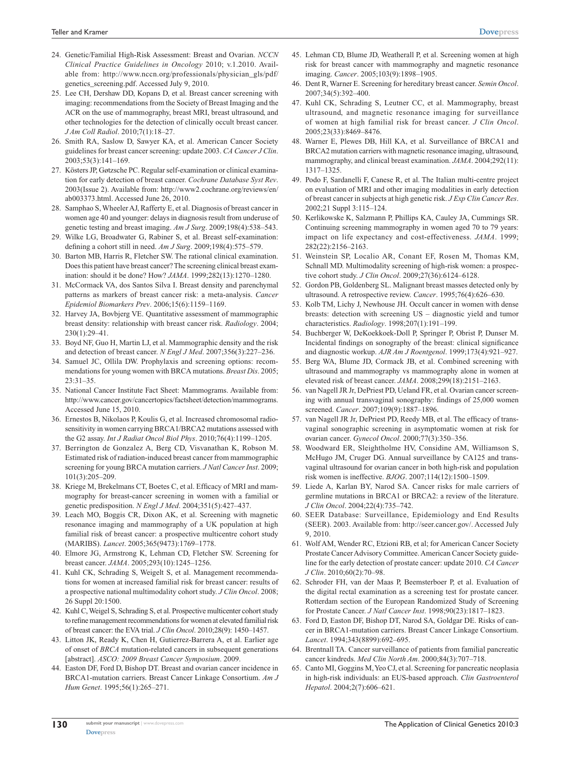24. Genetic/Familial High-Risk Assessment: Breast and Ovarian. *NCCN Clinical Practice Guidelines in Oncology* 2010; v.1.2010. Available from: http://www.nccn.org/professionals/physician_gls/pdf/genetics_screening.pdf. Accessed July 9, 2010.
25. Lee CH, Dershaw DD, Kopans D, et al. Breast cancer screening with imaging: recommendations from the Society of Breast Imaging and the ACR on the use of mammography, breast MRI, breast ultrasound, and other technologies for the detection of clinically occult breast cancer. *J Am Coll Radiol*. 2010;7(1):18–27.
26. Smith RA, Saslow D, Sawyer KA, et al. American Cancer Society guidelines for breast cancer screening: update 2003. *CA Cancer J Clin*. 2003;53(3):141–169.
27. Kösters JP, Gøtzsche PC. Regular self-examination or clinical examination for early detection of breast cancer. *Cochrane Database Syst Rev*. 2003(Issue 2). Available from: http://www2.cochrane.org/reviews/en/ab003373.html. Accessed June 26, 2010.
28. Samphao S, Wheeler AJ, Rafferty E, et al. Diagnosis of breast cancer in women age 40 and younger: delays in diagnosis result from underuse of genetic testing and breast imaging. *Am J Surg*. 2009;198(4):538–543.
29. Wilke LG, Broadwater G, Rabiner S, et al. Breast self-examination: defining a cohort still in need. *Am J Surg*. 2009;198(4):575–579.
30. Barton MB, Harris R, Fletcher SW. The rational clinical examination. Does this patient have breast cancer? The screening clinical breast examination: should it be done? How? *JAMA*. 1999;282(13):1270–1280.
31. McCormack VA, dos Santos Silva I. Breast density and parenchymal patterns as markers of breast cancer risk: a meta-analysis. *Cancer Epidemiol Biomarkers Prev*. 2006;15(6):1159–1169.
32. Harvey JA, Bovbjerg VE. Quantitative assessment of mammographic breast density: relationship with breast cancer risk. *Radiology*. 2004;230(1):29–41.
33. Boyd NF, Guo H, Martin LJ, et al. Mammographic density and the risk and detection of breast cancer. *N Engl J Med*. 2007;356(3):227–236.
34. Samuel JC, Ollila DW. Prophylaxis and screening options: recommendations for young women with BRCA mutations. *Breast Dis*. 2005;23:31–35.
35. National Cancer Institute Fact Sheet: Mammograms. Available from: http://www.cancer.gov/cancertopics/factsheet/detection/mammograms. Accessed June 15, 2010.
36. Ernestos B, Nikolaos P, Koulis G, et al. Increased chromosomal radiosensitivity in women carrying BRCA1/BRCA2 mutations assessed with the G2 assay. *Int J Radiat Oncol Biol Phys*. 2010;76(4):1199–1205.
37. Berrington de Gonzalez A, Berg CD, Visvanathan K, Robson M. Estimated risk of radiation-induced breast cancer from mammographic screening for young BRCA mutation carriers. *J Natl Cancer Inst*. 2009;101(3):205–209.
38. Kriege M, Brekelmans CT, Boetes C, et al. Efficacy of MRI and mammography for breast-cancer screening in women with a familial or genetic predisposition. *N Engl J Med*. 2004;351(5):427–437.
39. Leach MO, Boggis CR, Dixon AK, et al. Screening with magnetic resonance imaging and mammography of a UK population at high familial risk of breast cancer: a prospective multicentre cohort study (MARIBS). *Lancet*. 2005;365(9473):1769–1778.
40. Elmore JG, Armstrong K, Lehman CD, Fletcher SW. Screening for breast cancer. *JAMA*. 2005;293(10):1245–1256.
41. Kuhl CK, Schrading S, Weigelt S, et al. Management recommendations for women at increased familial risk for breast cancer: results of a prospective national multimodality cohort study. *J Clin Oncol*. 2008;26 Suppl 20:1500.
42. Kuhl C, Weigel S, Schrading S, et al. Prospective multicenter cohort study to refine management recommendations for women at elevated familial risk of breast cancer: the EVA trial. *J Clin Oncol*. 2010;28(9): 1450–1457.
43. Litton JK, Ready K, Chen H, Gutierrez-Barrera A, et al. Earlier age of onset of *BRCA* mutation-related cancers in subsequent generations [abstract]. *ASCO: 2009 Breast Cancer Symposium*. 2009.
44. Easton DF, Ford D, Bishop DT. Breast and ovarian cancer incidence in BRCA1-mutation carriers. Breast Cancer Linkage Consortium. *Am J Hum Genet*. 1995;56(1):265–271.
45. Lehman CD, Blume JD, Weatherall P, et al. Screening women at high risk for breast cancer with mammography and magnetic resonance imaging. *Cancer*. 2005;103(9):1898–1905.
46. Dent R, Warner E. Screening for hereditary breast cancer. *Semin Oncol*. 2007;34(5):392–400.
47. Kuhl CK, Schrading S, Leutner CC, et al. Mammography, breast ultrasound, and magnetic resonance imaging for surveillance of women at high familial risk for breast cancer. *J Clin Oncol*. 2005;23(33):8469–8476.
48. Warner E, Plewes DB, Hill KA, et al. Surveillance of BRCA1 and BRCA2 mutation carriers with magnetic resonance imaging, ultrasound, mammography, and clinical breast examination. *JAMA*. 2004;292(11): 1317–1325.
49. Podo F, Sardanelli F, Canese R, et al. The Italian multi-centre project on evaluation of MRI and other imaging modalities in early detection of breast cancer in subjects at high genetic risk. *J Exp Clin Cancer Res*. 2002;21 Suppl 3:115–124.
50. Kerlikowske K, Salzmann P, Phillips KA, Cauley JA, Cummings SR. Continuing screening mammography in women aged 70 to 79 years: impact on life expectancy and cost-effectiveness. *JAMA*. 1999;282(22):2156–2163.
51. Weinstein SP, Localio AR, Conant EF, Rosen M, Thomas KM, Schnall MD. Multimodality screening of high-risk women: a prospective cohort study. *J Clin Oncol*. 2009;27(36):6124–6128.
52. Gordon PB, Goldenberg SL. Malignant breast masses detected only by ultrasound. A retrospective review. *Cancer*. 1995;76(4):626–630.
53. Kolb TM, Lichy J, Newhouse JH. Occult cancer in women with dense breasts: detection with screening US – diagnostic yield and tumor characteristics. *Radiology*. 1998;207(1):191–199.
54. Buchberger W, DeKoekkoek-Doll P, Springer P, Obrist P, Dunser M. Incidental findings on sonography of the breast: clinical significance and diagnostic workup. *AJR Am J Roentgenol*. 1999;173(4):921–927.
55. Berg WA, Blume JD, Cormack JB, et al. Combined screening with ultrasound and mammography vs mammography alone in women at elevated risk of breast cancer. *JAMA*. 2008;299(18):2151–2163.
56. van Nagell JR Jr, DePriest PD, Ueland FR, et al. Ovarian cancer screening with annual transvaginal sonography: findings of 25,000 women screened. *Cancer*. 2007;109(9):1887–1896.
57. van Nagell JR Jr, DePriest PD, Reedy MB, et al. The efficacy of transvaginal sonographic screening in asymptomatic women at risk for ovarian cancer. *Gynecol Oncol*. 2000;77(3):350–356.
58. Woodward ER, Sleightholme HV, Considine AM, Williamson S, McHugo JM, Cruger DG. Annual surveillance by CA125 and transvaginal ultrasound for ovarian cancer in both high-risk and population risk women is ineffective. *BJOG*. 2007;114(12):1500–1509.
59. Liede A, Karlan BY, Narod SA. Cancer risks for male carriers of germline mutations in BRCA1 or BRCA2: a review of the literature. *J Clin Oncol*. 2004;22(4):735–742.
60. SEER Database: Surveillance, Epidemiology and End Results (SEER). 2003. Available from: http://seer.cancer.gov/. Accessed July 9, 2010.
61. Wolf AM, Wender RC, Etzioni RB, et al; for American Cancer Society Prostate Cancer Advisory Committee. American Cancer Society guideline for the early detection of prostate cancer: update 2010. *CA Cancer J Clin*. 2010;60(2):70–98.
62. Schroder FH, van der Maas P, Beemsterboer P, et al. Evaluation of the digital rectal examination as a screening test for prostate cancer. Rotterdam section of the European Randomized Study of Screening for Prostate Cancer. *J Natl Cancer Inst*. 1998;90(23):1817–1823.
63. Ford D, Easton DF, Bishop DT, Narod SA, Goldgar DE. Risks of cancer in BRCA1-mutation carriers. Breast Cancer Linkage Consortium. *Lancet*. 1994;343(8899):692–695.
64. Brentnall TA. Cancer surveillance of patients from familial pancreatic cancer kindreds. *Med Clin North Am*. 2000;84(3):707–718.
65. Canto MI, Goggins M, Yeo CJ, et al. Screening for pancreatic neoplasia in high-risk individuals: an EUS-based approach. *Clin Gastroenterol Hepatol*. 2004;2(7):606–621.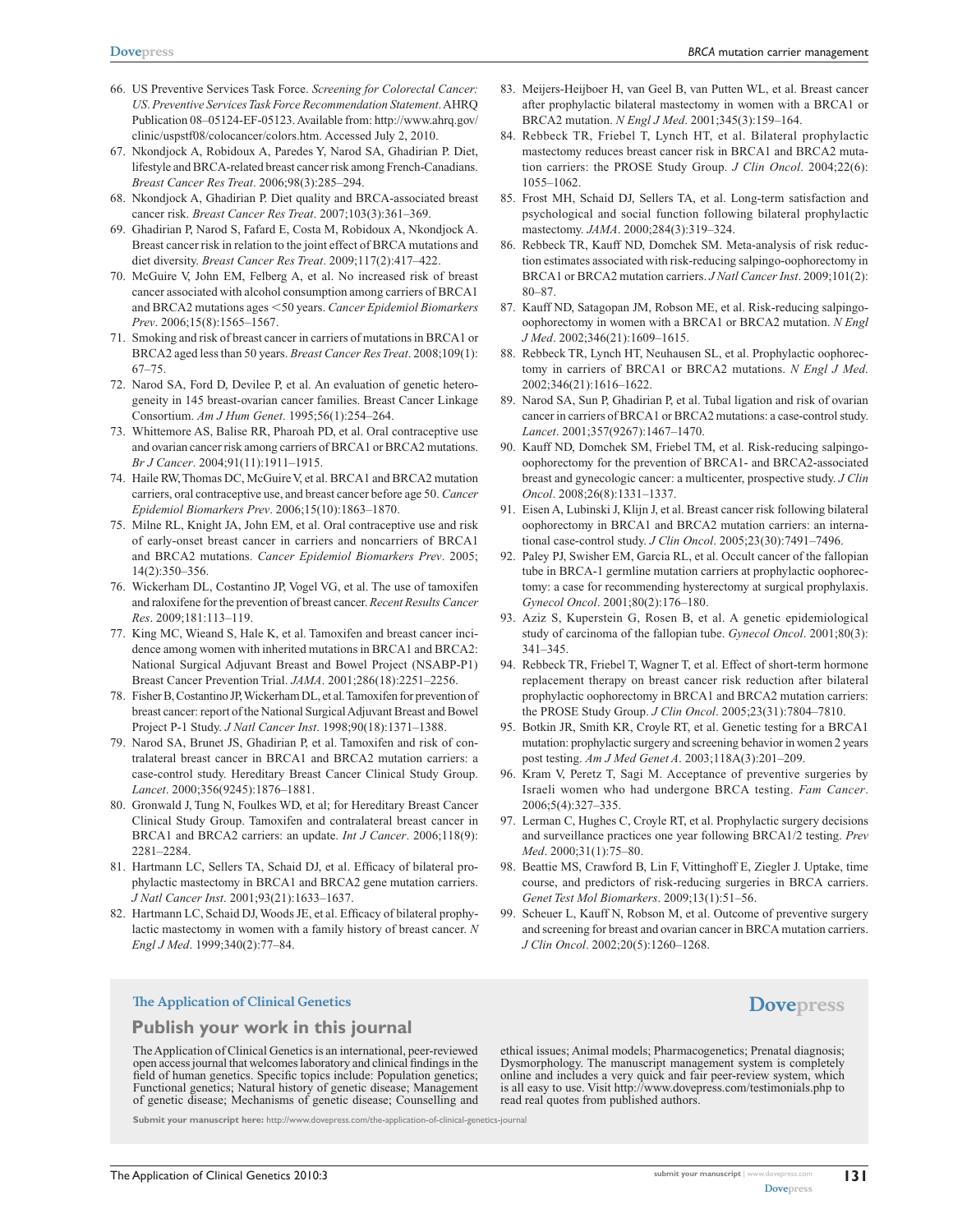66. US Preventive Services Task Force. *Screening for Colorectal Cancer: US. Preventive Services Task Force Recommendation Statement*. AHRQ Publication 08–05124-EF-05123. Available from: http://www.ahrq.gov/clinic/uspstf08/colocancer/colors.htm. Accessed July 2, 2010.
67. Nkondjock A, Robidoux A, Paredes Y, Narod SA, Ghadirian P. Diet, lifestyle and BRCA-related breast cancer risk among French-Canadians. *Breast Cancer Res Treat*. 2006;98(3):285–294.
68. Nkondjock A, Ghadirian P. Diet quality and BRCA-associated breast cancer risk. *Breast Cancer Res Treat*. 2007;103(3):361–369.
69. Ghadirian P, Narod S, Fafard E, Costa M, Robidoux A, Nkondjock A. Breast cancer risk in relation to the joint effect of BRCA mutations and diet diversity. *Breast Cancer Res Treat*. 2009;117(2):417–422.
70. McGuire V, John EM, Felberg A, et al. No increased risk of breast cancer associated with alcohol consumption among carriers of BRCA1 and BRCA2 mutations ages <50 years. *Cancer Epidemiol Biomarkers Prev*. 2006;15(8):1565–1567.
71. Smoking and risk of breast cancer in carriers of mutations in BRCA1 or BRCA2 aged less than 50 years. *Breast Cancer Res Treat*. 2008;109(1):67–75.
72. Narod SA, Ford D, Devilee P, et al. An evaluation of genetic heterogeneity in 145 breast-ovarian cancer families. Breast Cancer Linkage Consortium. *Am J Hum Genet*. 1995;56(1):254–264.
73. Whittemore AS, Balise RR, Pharoah PD, et al. Oral contraceptive use and ovarian cancer risk among carriers of BRCA1 or BRCA2 mutations. *Br J Cancer*. 2004;91(11):1911–1915.
74. Haile RW, Thomas DC, McGuire V, et al. BRCA1 and BRCA2 mutation carriers, oral contraceptive use, and breast cancer before age 50. *Cancer Epidemiol Biomarkers Prev*. 2006;15(10):1863–1870.
75. Milne RL, Knight JA, John EM, et al. Oral contraceptive use and risk of early-onset breast cancer in carriers and noncarriers of BRCA1 and BRCA2 mutations. *Cancer Epidemiol Biomarkers Prev*. 2005;14(2):350–356.
76. Wickerham DL, Costantino JP, Vogel VG, et al. The use of tamoxifen and raloxifene for the prevention of breast cancer. *Recent Results Cancer Res*. 2009;181:113–119.
77. King MC, Wieand S, Hale K, et al. Tamoxifen and breast cancer incidence among women with inherited mutations in BRCA1 and BRCA2: National Surgical Adjuvant Breast and Bowel Project (NSABP-P1) Breast Cancer Prevention Trial. *JAMA*. 2001;286(18):2251–2256.
78. Fisher B, Costantino JP, Wickerham DL, et al. Tamoxifen for prevention of breast cancer: report of the National Surgical Adjuvant Breast and Bowel Project P-1 Study. *J Natl Cancer Inst*. 1998;90(18):1371–1388.
79. Narod SA, Brunet JS, Ghadirian P, et al. Tamoxifen and risk of contralateral breast cancer in BRCA1 and BRCA2 mutation carriers: a case-control study. Hereditary Breast Cancer Clinical Study Group. *Lancet*. 2000;356(9245):1876–1881.
80. Gronwald J, Tung N, Foulkes WD, et al; for Hereditary Breast Cancer Clinical Study Group. Tamoxifen and contralateral breast cancer in BRCA1 and BRCA2 carriers: an update. *Int J Cancer*. 2006;118(9):2281–2284.
81. Hartmann LC, Sellers TA, Schaid DJ, et al. Efficacy of bilateral prophylactic mastectomy in BRCA1 and BRCA2 gene mutation carriers. *J Natl Cancer Inst*. 2001;93(21):1633–1637.
82. Hartmann LC, Schaid DJ, Woods JE, et al. Efficacy of bilateral prophylactic mastectomy in women with a family history of breast cancer. *N Engl J Med*. 1999;340(2):77–84.
83. Meijers-Heijboer H, van Geel B, van Putten WL, et al. Breast cancer after prophylactic bilateral mastectomy in women with a BRCA1 or BRCA2 mutation. *N Engl J Med*. 2001;345(3):159–164.
84. Rebbeck TR, Friebel T, Lynch HT, et al. Bilateral prophylactic mastectomy reduces breast cancer risk in BRCA1 and BRCA2 mutation carriers: the PROSE Study Group. *J Clin Oncol*. 2004;22(6):1055–1062.
85. Frost MH, Schaid DJ, Sellers TA, et al. Long-term satisfaction and psychological and social function following bilateral prophylactic mastectomy. *JAMA*. 2000;284(3):319–324.
86. Rebbeck TR, Kauff ND, Domchek SM. Meta-analysis of risk reduction estimates associated with risk-reducing salpingo-oophorectomy in BRCA1 or BRCA2 mutation carriers. *J Natl Cancer Inst*. 2009;101(2):80–87.
87. Kauff ND, Satagopan JM, Robson ME, et al. Risk-reducing salpingo-oophorectomy in women with a BRCA1 or BRCA2 mutation. *N Engl J Med*. 2002;346(21):1609–1615.
88. Rebbeck TR, Lynch HT, Neuhausen SL, et al. Prophylactic oophorectomy in carriers of BRCA1 or BRCA2 mutations. *N Engl J Med*. 2002;346(21):1616–1622.
89. Narod SA, Sun P, Ghadirian P, et al. Tubal ligation and risk of ovarian cancer in carriers of BRCA1 or BRCA2 mutations: a case-control study. *Lancet*. 2001;357(9267):1467–1470.
90. Kauff ND, Domchek SM, Friebel TM, et al. Risk-reducing salpingo-oophorectomy for the prevention of BRCA1- and BRCA2-associated breast and gynecologic cancer: a multicenter, prospective study. *J Clin Oncol*. 2008;26(8):1331–1337.
91. Eisen A, Lubinski J, Klijn J, et al. Breast cancer risk following bilateral oophorectomy in BRCA1 and BRCA2 mutation carriers: an international case-control study. *J Clin Oncol*. 2005;23(30):7491–7496.
92. Paley PJ, Swisher EM, Garcia RL, et al. Occult cancer of the fallopian tube in BRCA-1 germline mutation carriers at prophylactic oophorectomy: a case for recommending hysterectomy at surgical prophylaxis. *Gynecol Oncol*. 2001;80(2):176–180.
93. Aziz S, Kuperstein G, Rosen B, et al. A genetic epidemiological study of carcinoma of the fallopian tube. *Gynecol Oncol*. 2001;80(3):341–345.
94. Rebbeck TR, Friebel T, Wagner T, et al. Effect of short-term hormone replacement therapy on breast cancer risk reduction after bilateral prophylactic oophorectomy in BRCA1 and BRCA2 mutation carriers: the PROSE Study Group. *J Clin Oncol*. 2005;23(31):7804–7810.
95. Botkin JR, Smith KR, Croyle RT, et al. Genetic testing for a BRCA1 mutation: prophylactic surgery and screening behavior in women 2 years post testing. *Am J Med Genet A*. 2003;118A(3):201–209.
96. Kram V, Peretz T, Sagi M. Acceptance of preventive surgeries by Israeli women who had undergone BRCA testing. *Fam Cancer*. 2006;5(4):327–335.
97. Lerman C, Hughes C, Croyle RT, et al. Prophylactic surgery decisions and surveillance practices one year following BRCA1/2 testing. *Prev Med*. 2000;31(1):75–80.
98. Beattie MS, Crawford B, Lin F, Vittinghoff E, Ziegler J. Uptake, time course, and predictors of risk-reducing surgeries in BRCA carriers. *Genet Test Mol Biomarkers*. 2009;13(1):51–56.
99. Scheuer L, Kauff N, Robson M, et al. Outcome of preventive surgery and screening for breast and ovarian cancer in BRCA mutation carriers. *J Clin Oncol*. 2002;20(5):1260–1268.

**The Application of Clinical Genetics**

## Publish your work in this journal

The Application of Clinical Genetics is an international, peer-reviewed open access journal that welcomes laboratory and clinical findings in the field of human genetics. Specific topics include: Population genetics; Functional genetics; Natural history of genetic disease; Management of genetic disease; Mechanisms of genetic disease; Counselling and ethical issues; Animal models; Pharmacogenetics; Prenatal diagnosis; Dysmorphology. The manuscript management system is completely online and includes a very quick and fair peer-review system, which is all easy to use. Visit http://www.dovepress.com/testimonials.php to read real quotes from published authors.

**Submit your manuscript here:** http://www.dovepress.com/the-application-of-clinical-genetics-journal